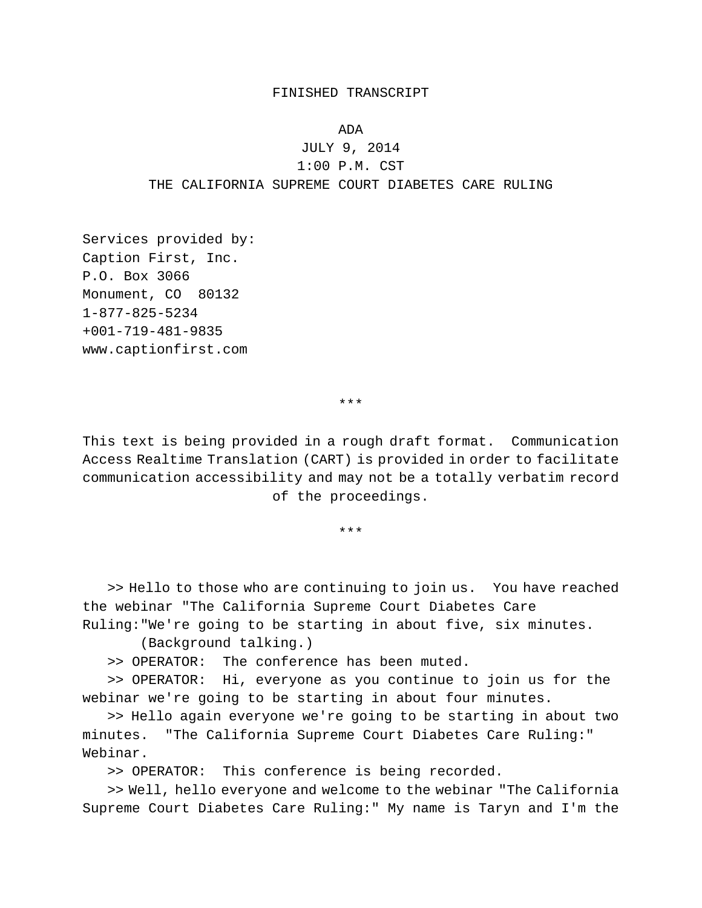FINISHED TRANSCRIPT

ADA
JULY 9, 2014
1:00 P.M. CST
THE CALIFORNIA SUPREME COURT DIABETES CARE RULING

Services provided by:
Caption First, Inc.
P.O. Box 3066
Monument, CO 80132
1-877-825-5234
+001-719-481-9835
www.captionfirst.com

***

This text is being provided in a rough draft format. Communication Access Realtime Translation (CART) is provided in order to facilitate communication accessibility and may not be a totally verbatim record of the proceedings.

***

>> Hello to those who are continuing to join us. You have reached the webinar "The California Supreme Court Diabetes Care Ruling:"We're going to be starting in about five, six minutes.
(Background talking.)

>> OPERATOR: The conference has been muted.

>> OPERATOR: Hi, everyone as you continue to join us for the webinar we're going to be starting in about four minutes.

>> Hello again everyone we're going to be starting in about two minutes. "The California Supreme Court Diabetes Care Ruling:" Webinar.

>> OPERATOR: This conference is being recorded.

>> Well, hello everyone and welcome to the webinar "The California Supreme Court Diabetes Care Ruling:" My name is Taryn and I'm the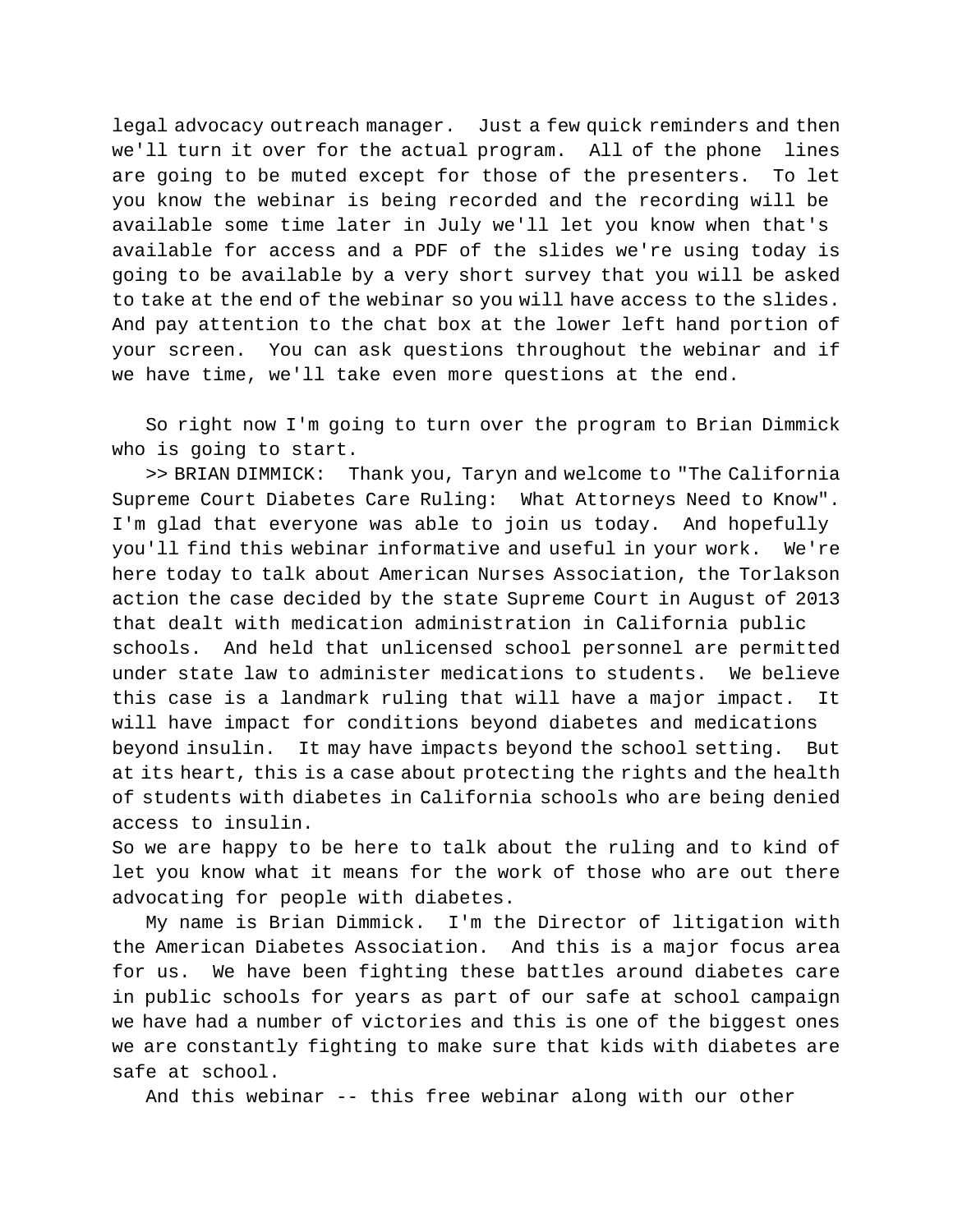legal advocacy outreach manager.  Just a few quick reminders and then we'll turn it over for the actual program.  All of the phone lines are going to be muted except for those of the presenters.  To let you know the webinar is being recorded and the recording will be available some time later in July we'll let you know when that's available for access and a PDF of the slides we're using today is going to be available by a very short survey that you will be asked to take at the end of the webinar so you will have access to the slides.  And pay attention to the chat box at the lower left hand portion of your screen.  You can ask questions throughout the webinar and if we have time, we'll take even more questions at the end.

So right now I'm going to turn over the program to Brian Dimmick who is going to start.

>> BRIAN DIMMICK:  Thank you, Taryn and welcome to "The California Supreme Court Diabetes Care Ruling:  What Attorneys Need to Know".  I'm glad that everyone was able to join us today.  And hopefully you'll find this webinar informative and useful in your work.  We're here today to talk about American Nurses Association, the Torlakson action the case decided by the state Supreme Court in August of 2013 that dealt with medication administration in California public schools.  And held that unlicensed school personnel are permitted under state law to administer medications to students.  We believe this case is a landmark ruling that will have a major impact.  It will have impact for conditions beyond diabetes and medications beyond insulin.  It may have impacts beyond the school setting.  But at its heart, this is a case about protecting the rights and the health of students with diabetes in California schools who are being denied access to insulin.

So we are happy to be here to talk about the ruling and to kind of let you know what it means for the work of those who are out there advocating for people with diabetes.

My name is Brian Dimmick.  I'm the Director of litigation with the American Diabetes Association.  And this is a major focus area for us.  We have been fighting these battles around diabetes care in public schools for years as part of our safe at school campaign we have had a number of victories and this is one of the biggest ones we are constantly fighting to make sure that kids with diabetes are safe at school.

And this webinar -- this free webinar along with our other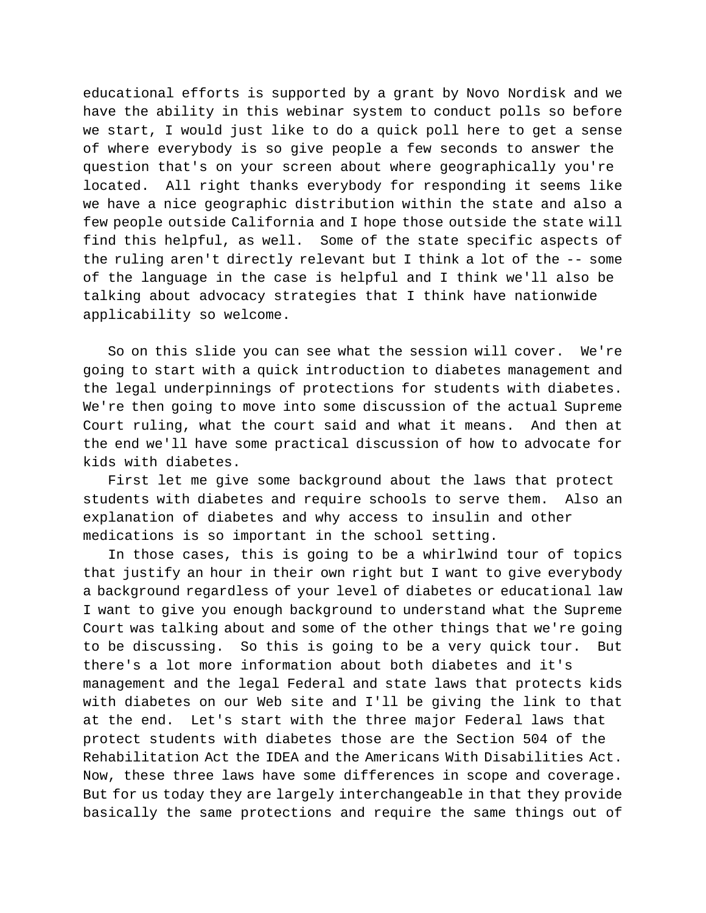educational efforts is supported by a grant by Novo Nordisk and we have the ability in this webinar system to conduct polls so before we start, I would just like to do a quick poll here to get a sense of where everybody is so give people a few seconds to answer the question that's on your screen about where geographically you're located. All right thanks everybody for responding it seems like we have a nice geographic distribution within the state and also a few people outside California and I hope those outside the state will find this helpful, as well. Some of the state specific aspects of the ruling aren't directly relevant but I think a lot of the -- some of the language in the case is helpful and I think we'll also be talking about advocacy strategies that I think have nationwide applicability so welcome.

So on this slide you can see what the session will cover. We're going to start with a quick introduction to diabetes management and the legal underpinnings of protections for students with diabetes. We're then going to move into some discussion of the actual Supreme Court ruling, what the court said and what it means. And then at the end we'll have some practical discussion of how to advocate for kids with diabetes.

First let me give some background about the laws that protect students with diabetes and require schools to serve them. Also an explanation of diabetes and why access to insulin and other medications is so important in the school setting.

In those cases, this is going to be a whirlwind tour of topics that justify an hour in their own right but I want to give everybody a background regardless of your level of diabetes or educational law I want to give you enough background to understand what the Supreme Court was talking about and some of the other things that we're going to be discussing. So this is going to be a very quick tour. But there's a lot more information about both diabetes and it's management and the legal Federal and state laws that protects kids with diabetes on our Web site and I'll be giving the link to that at the end. Let's start with the three major Federal laws that protect students with diabetes those are the Section 504 of the Rehabilitation Act the IDEA and the Americans With Disabilities Act. Now, these three laws have some differences in scope and coverage. But for us today they are largely interchangeable in that they provide basically the same protections and require the same things out of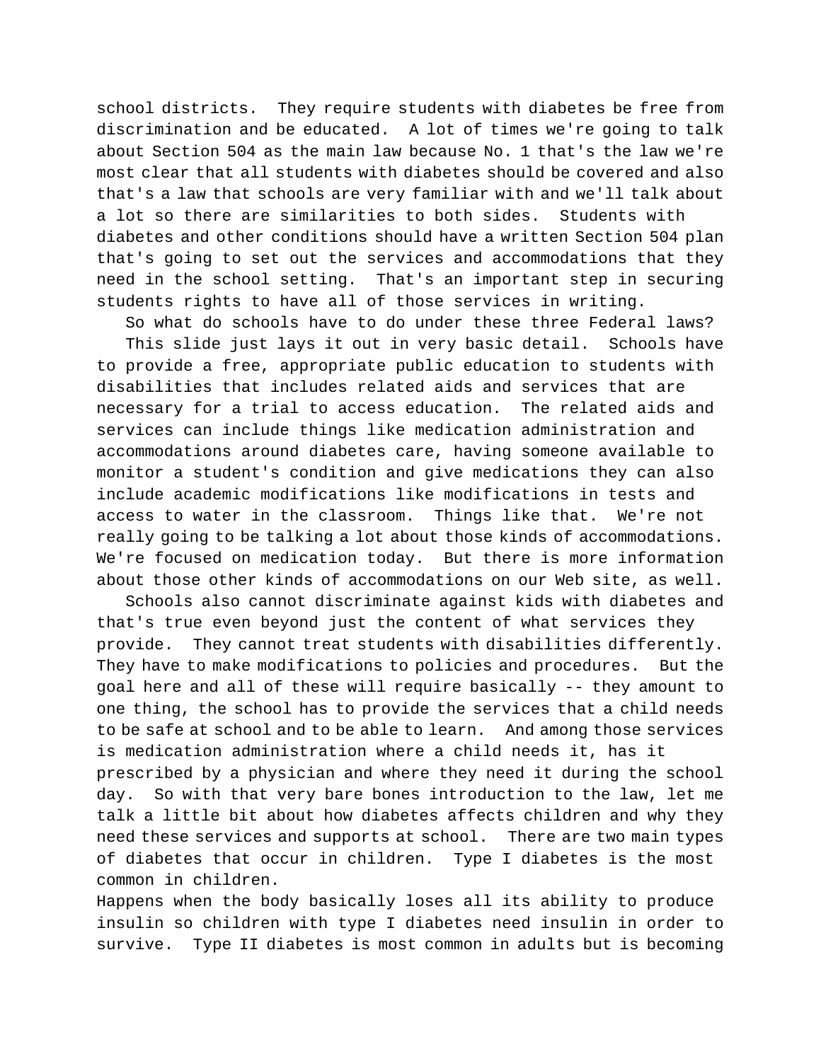school districts. They require students with diabetes be free from discrimination and be educated. A lot of times we're going to talk about Section 504 as the main law because No. 1 that's the law we're most clear that all students with diabetes should be covered and also that's a law that schools are very familiar with and we'll talk about a lot so there are similarities to both sides. Students with diabetes and other conditions should have a written Section 504 plan that's going to set out the services and accommodations that they need in the school setting. That's an important step in securing students rights to have all of those services in writing.

So what do schools have to do under these three Federal laws?

This slide just lays it out in very basic detail. Schools have to provide a free, appropriate public education to students with disabilities that includes related aids and services that are necessary for a trial to access education. The related aids and services can include things like medication administration and accommodations around diabetes care, having someone available to monitor a student's condition and give medications they can also include academic modifications like modifications in tests and access to water in the classroom. Things like that. We're not really going to be talking a lot about those kinds of accommodations. We're focused on medication today. But there is more information about those other kinds of accommodations on our Web site, as well.

Schools also cannot discriminate against kids with diabetes and that's true even beyond just the content of what services they provide. They cannot treat students with disabilities differently. They have to make modifications to policies and procedures. But the goal here and all of these will require basically -- they amount to one thing, the school has to provide the services that a child needs to be safe at school and to be able to learn. And among those services is medication administration where a child needs it, has it prescribed by a physician and where they need it during the school day. So with that very bare bones introduction to the law, let me talk a little bit about how diabetes affects children and why they need these services and supports at school. There are two main types of diabetes that occur in children. Type I diabetes is the most common in children.

Happens when the body basically loses all its ability to produce insulin so children with type I diabetes need insulin in order to survive. Type II diabetes is most common in adults but is becoming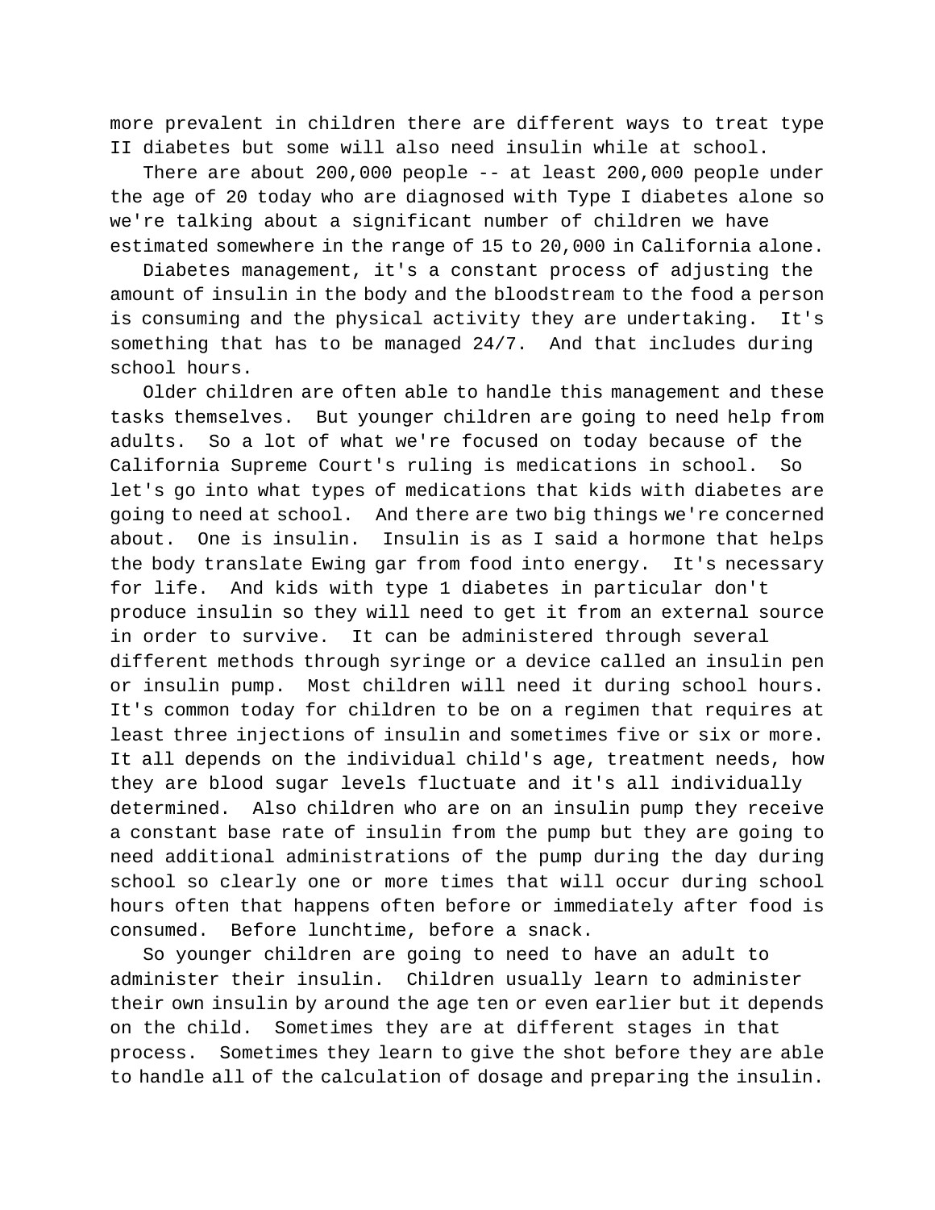more prevalent in children there are different ways to treat type II diabetes but some will also need insulin while at school.

There are about 200,000 people -- at least 200,000 people under the age of 20 today who are diagnosed with Type I diabetes alone so we're talking about a significant number of children we have estimated somewhere in the range of 15 to 20,000 in California alone.

Diabetes management, it's a constant process of adjusting the amount of insulin in the body and the bloodstream to the food a person is consuming and the physical activity they are undertaking. It's something that has to be managed 24/7. And that includes during school hours.

Older children are often able to handle this management and these tasks themselves. But younger children are going to need help from adults. So a lot of what we're focused on today because of the California Supreme Court's ruling is medications in school. So let's go into what types of medications that kids with diabetes are going to need at school. And there are two big things we're concerned about. One is insulin. Insulin is as I said a hormone that helps the body translate Ewing gar from food into energy. It's necessary for life. And kids with type 1 diabetes in particular don't produce insulin so they will need to get it from an external source in order to survive. It can be administered through several different methods through syringe or a device called an insulin pen or insulin pump. Most children will need it during school hours. It's common today for children to be on a regimen that requires at least three injections of insulin and sometimes five or six or more. It all depends on the individual child's age, treatment needs, how they are blood sugar levels fluctuate and it's all individually determined. Also children who are on an insulin pump they receive a constant base rate of insulin from the pump but they are going to need additional administrations of the pump during the day during school so clearly one or more times that will occur during school hours often that happens often before or immediately after food is consumed. Before lunchtime, before a snack.

So younger children are going to need to have an adult to administer their insulin. Children usually learn to administer their own insulin by around the age ten or even earlier but it depends on the child. Sometimes they are at different stages in that process. Sometimes they learn to give the shot before they are able to handle all of the calculation of dosage and preparing the insulin.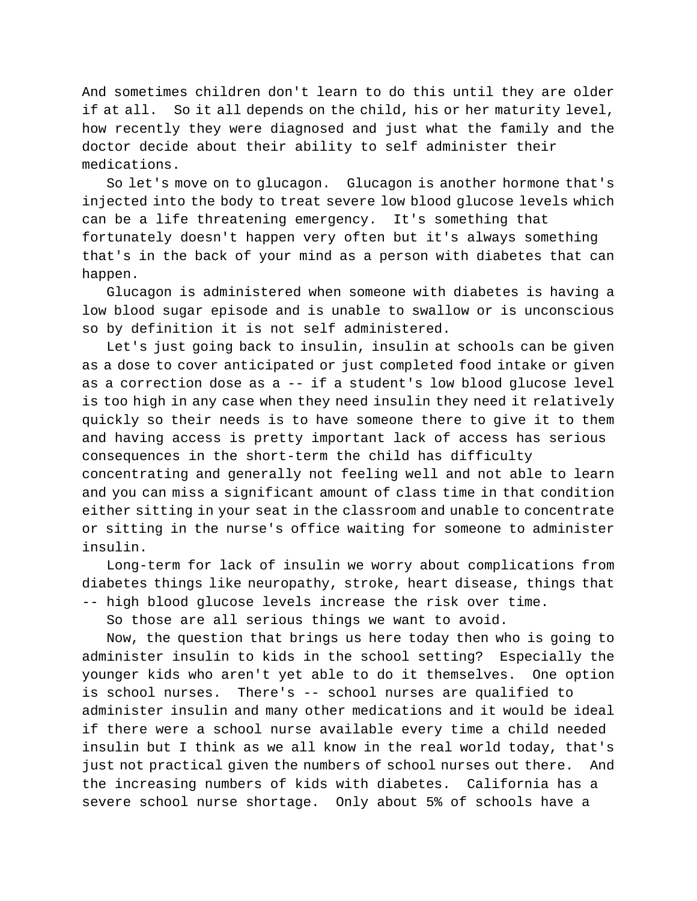And sometimes children don't learn to do this until they are older if at all. So it all depends on the child, his or her maturity level, how recently they were diagnosed and just what the family and the doctor decide about their ability to self administer their medications.

So let's move on to glucagon. Glucagon is another hormone that's injected into the body to treat severe low blood glucose levels which can be a life threatening emergency. It's something that fortunately doesn't happen very often but it's always something that's in the back of your mind as a person with diabetes that can happen.

Glucagon is administered when someone with diabetes is having a low blood sugar episode and is unable to swallow or is unconscious so by definition it is not self administered.

Let's just going back to insulin, insulin at schools can be given as a dose to cover anticipated or just completed food intake or given as a correction dose as a -- if a student's low blood glucose level is too high in any case when they need insulin they need it relatively quickly so their needs is to have someone there to give it to them and having access is pretty important lack of access has serious consequences in the short-term the child has difficulty concentrating and generally not feeling well and not able to learn and you can miss a significant amount of class time in that condition either sitting in your seat in the classroom and unable to concentrate or sitting in the nurse's office waiting for someone to administer insulin.

Long-term for lack of insulin we worry about complications from diabetes things like neuropathy, stroke, heart disease, things that -- high blood glucose levels increase the risk over time.

So those are all serious things we want to avoid.

Now, the question that brings us here today then who is going to administer insulin to kids in the school setting? Especially the younger kids who aren't yet able to do it themselves. One option is school nurses. There's -- school nurses are qualified to administer insulin and many other medications and it would be ideal if there were a school nurse available every time a child needed insulin but I think as we all know in the real world today, that's just not practical given the numbers of school nurses out there. And the increasing numbers of kids with diabetes. California has a severe school nurse shortage. Only about 5% of schools have a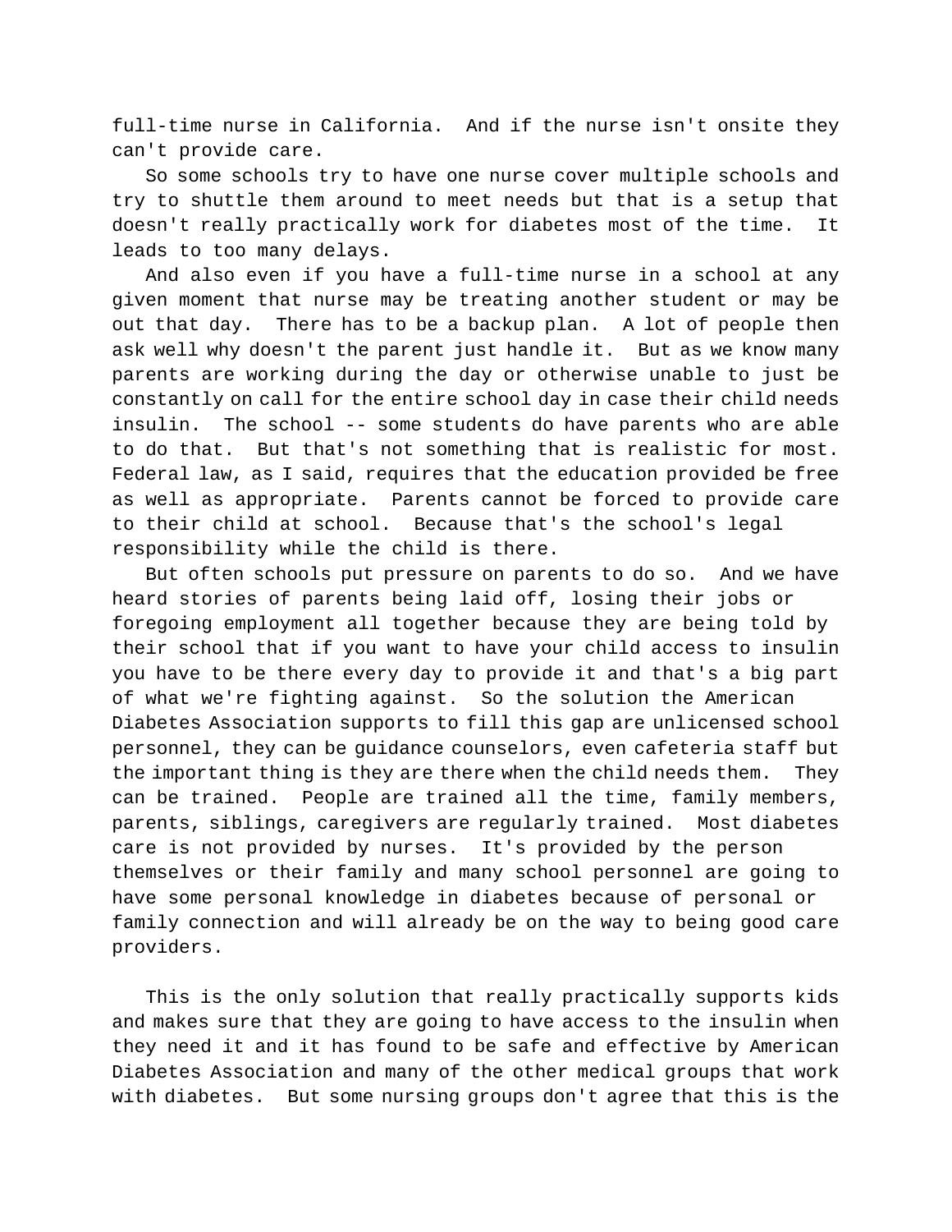full-time nurse in California. And if the nurse isn't onsite they can't provide care.

So some schools try to have one nurse cover multiple schools and try to shuttle them around to meet needs but that is a setup that doesn't really practically work for diabetes most of the time. It leads to too many delays.

And also even if you have a full-time nurse in a school at any given moment that nurse may be treating another student or may be out that day. There has to be a backup plan. A lot of people then ask well why doesn't the parent just handle it. But as we know many parents are working during the day or otherwise unable to just be constantly on call for the entire school day in case their child needs insulin. The school -- some students do have parents who are able to do that. But that's not something that is realistic for most. Federal law, as I said, requires that the education provided be free as well as appropriate. Parents cannot be forced to provide care to their child at school. Because that's the school's legal responsibility while the child is there.

But often schools put pressure on parents to do so. And we have heard stories of parents being laid off, losing their jobs or foregoing employment all together because they are being told by their school that if you want to have your child access to insulin you have to be there every day to provide it and that's a big part of what we're fighting against. So the solution the American Diabetes Association supports to fill this gap are unlicensed school personnel, they can be guidance counselors, even cafeteria staff but the important thing is they are there when the child needs them. They can be trained. People are trained all the time, family members, parents, siblings, caregivers are regularly trained. Most diabetes care is not provided by nurses. It's provided by the person themselves or their family and many school personnel are going to have some personal knowledge in diabetes because of personal or family connection and will already be on the way to being good care providers.

This is the only solution that really practically supports kids and makes sure that they are going to have access to the insulin when they need it and it has found to be safe and effective by American Diabetes Association and many of the other medical groups that work with diabetes. But some nursing groups don't agree that this is the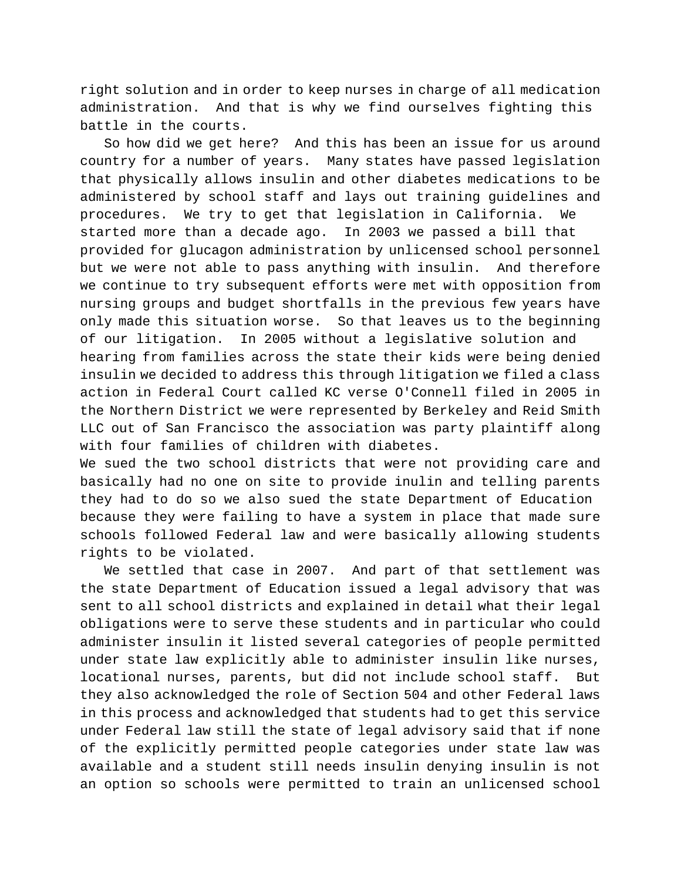right solution and in order to keep nurses in charge of all medication administration. And that is why we find ourselves fighting this battle in the courts.

So how did we get here? And this has been an issue for us around country for a number of years. Many states have passed legislation that physically allows insulin and other diabetes medications to be administered by school staff and lays out training guidelines and procedures. We try to get that legislation in California. We started more than a decade ago. In 2003 we passed a bill that provided for glucagon administration by unlicensed school personnel but we were not able to pass anything with insulin. And therefore we continue to try subsequent efforts were met with opposition from nursing groups and budget shortfalls in the previous few years have only made this situation worse. So that leaves us to the beginning of our litigation. In 2005 without a legislative solution and hearing from families across the state their kids were being denied insulin we decided to address this through litigation we filed a class action in Federal Court called KC verse O'Connell filed in 2005 in the Northern District we were represented by Berkeley and Reid Smith LLC out of San Francisco the association was party plaintiff along with four families of children with diabetes.

We sued the two school districts that were not providing care and basically had no one on site to provide inulin and telling parents they had to do so we also sued the state Department of Education because they were failing to have a system in place that made sure schools followed Federal law and were basically allowing students rights to be violated.

We settled that case in 2007. And part of that settlement was the state Department of Education issued a legal advisory that was sent to all school districts and explained in detail what their legal obligations were to serve these students and in particular who could administer insulin it listed several categories of people permitted under state law explicitly able to administer insulin like nurses, locational nurses, parents, but did not include school staff. But they also acknowledged the role of Section 504 and other Federal laws in this process and acknowledged that students had to get this service under Federal law still the state of legal advisory said that if none of the explicitly permitted people categories under state law was available and a student still needs insulin denying insulin is not an option so schools were permitted to train an unlicensed school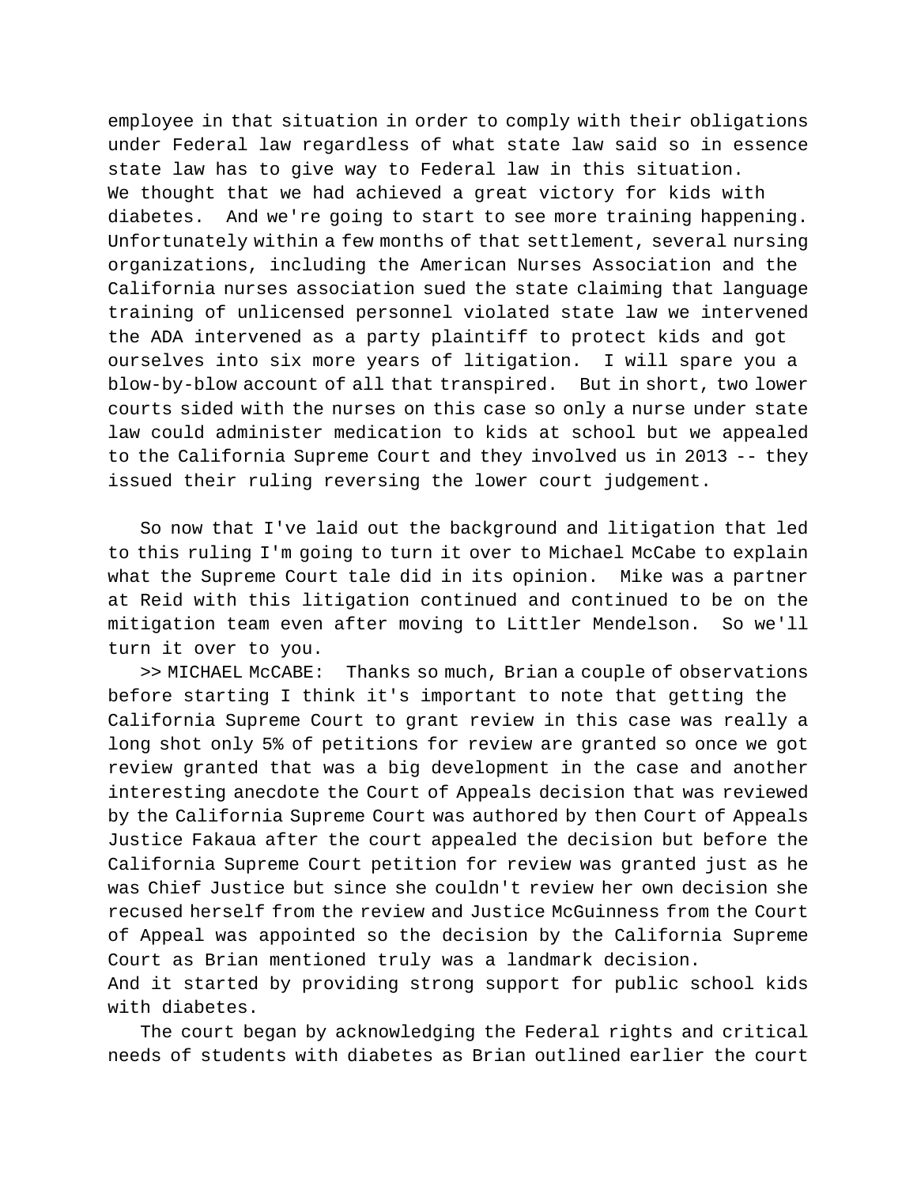employee in that situation in order to comply with their obligations under Federal law regardless of what state law said so in essence state law has to give way to Federal law in this situation.
We thought that we had achieved a great victory for kids with diabetes. And we're going to start to see more training happening. Unfortunately within a few months of that settlement, several nursing organizations, including the American Nurses Association and the California nurses association sued the state claiming that language training of unlicensed personnel violated state law we intervened the ADA intervened as a party plaintiff to protect kids and got ourselves into six more years of litigation. I will spare you a blow-by-blow account of all that transpired. But in short, two lower courts sided with the nurses on this case so only a nurse under state law could administer medication to kids at school but we appealed to the California Supreme Court and they involved us in 2013 -- they issued their ruling reversing the lower court judgement.

So now that I've laid out the background and litigation that led to this ruling I'm going to turn it over to Michael McCabe to explain what the Supreme Court tale did in its opinion. Mike was a partner at Reid with this litigation continued and continued to be on the mitigation team even after moving to Littler Mendelson. So we'll turn it over to you.

>> MICHAEL McCABE: Thanks so much, Brian a couple of observations before starting I think it's important to note that getting the California Supreme Court to grant review in this case was really a long shot only 5% of petitions for review are granted so once we got review granted that was a big development in the case and another interesting anecdote the Court of Appeals decision that was reviewed by the California Supreme Court was authored by then Court of Appeals Justice Fakaua after the court appealed the decision but before the California Supreme Court petition for review was granted just as he was Chief Justice but since she couldn't review her own decision she recused herself from the review and Justice McGuinness from the Court of Appeal was appointed so the decision by the California Supreme Court as Brian mentioned truly was a landmark decision.
And it started by providing strong support for public school kids with diabetes.

The court began by acknowledging the Federal rights and critical needs of students with diabetes as Brian outlined earlier the court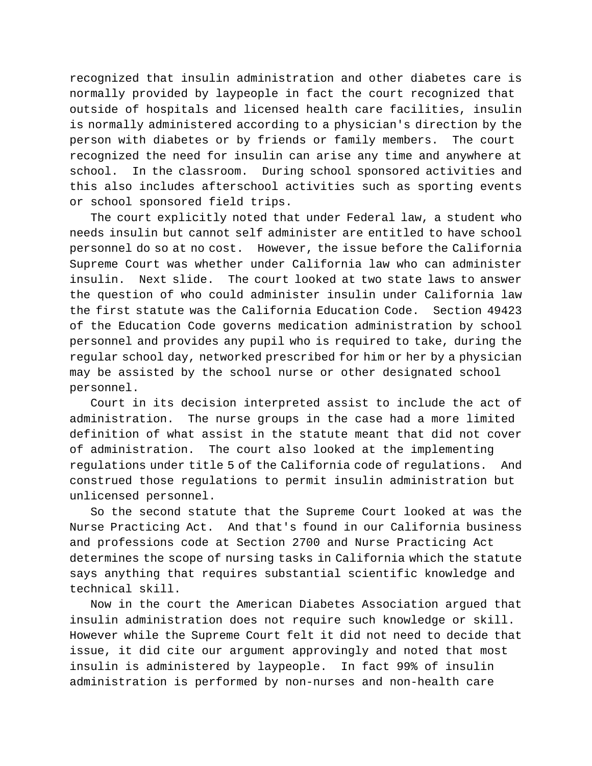recognized that insulin administration and other diabetes care is normally provided by laypeople in fact the court recognized that outside of hospitals and licensed health care facilities, insulin is normally administered according to a physician's direction by the person with diabetes or by friends or family members. The court recognized the need for insulin can arise any time and anywhere at school. In the classroom. During school sponsored activities and this also includes afterschool activities such as sporting events or school sponsored field trips.

The court explicitly noted that under Federal law, a student who needs insulin but cannot self administer are entitled to have school personnel do so at no cost. However, the issue before the California Supreme Court was whether under California law who can administer insulin. Next slide. The court looked at two state laws to answer the question of who could administer insulin under California law the first statute was the California Education Code. Section 49423 of the Education Code governs medication administration by school personnel and provides any pupil who is required to take, during the regular school day, networked prescribed for him or her by a physician may be assisted by the school nurse or other designated school personnel.

Court in its decision interpreted assist to include the act of administration. The nurse groups in the case had a more limited definition of what assist in the statute meant that did not cover of administration. The court also looked at the implementing regulations under title 5 of the California code of regulations. And construed those regulations to permit insulin administration but unlicensed personnel.

So the second statute that the Supreme Court looked at was the Nurse Practicing Act. And that's found in our California business and professions code at Section 2700 and Nurse Practicing Act determines the scope of nursing tasks in California which the statute says anything that requires substantial scientific knowledge and technical skill.

Now in the court the American Diabetes Association argued that insulin administration does not require such knowledge or skill. However while the Supreme Court felt it did not need to decide that issue, it did cite our argument approvingly and noted that most insulin is administered by laypeople. In fact 99% of insulin administration is performed by non-nurses and non-health care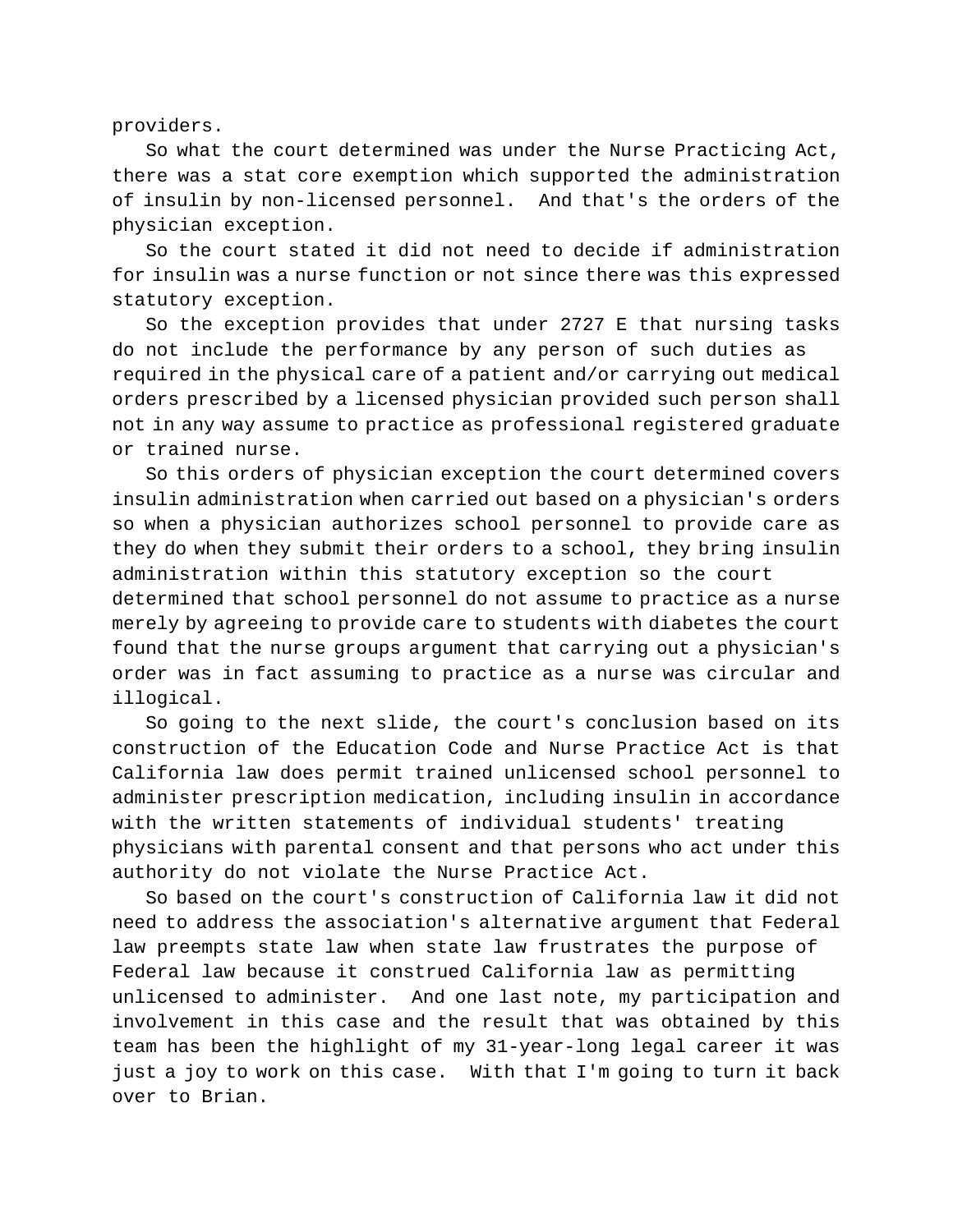providers.

So what the court determined was under the Nurse Practicing Act, there was a stat core exemption which supported the administration of insulin by non-licensed personnel. And that's the orders of the physician exception.

So the court stated it did not need to decide if administration for insulin was a nurse function or not since there was this expressed statutory exception.

So the exception provides that under 2727 E that nursing tasks do not include the performance by any person of such duties as required in the physical care of a patient and/or carrying out medical orders prescribed by a licensed physician provided such person shall not in any way assume to practice as professional registered graduate or trained nurse.

So this orders of physician exception the court determined covers insulin administration when carried out based on a physician's orders so when a physician authorizes school personnel to provide care as they do when they submit their orders to a school, they bring insulin administration within this statutory exception so the court determined that school personnel do not assume to practice as a nurse merely by agreeing to provide care to students with diabetes the court found that the nurse groups argument that carrying out a physician's order was in fact assuming to practice as a nurse was circular and illogical.

So going to the next slide, the court's conclusion based on its construction of the Education Code and Nurse Practice Act is that California law does permit trained unlicensed school personnel to administer prescription medication, including insulin in accordance with the written statements of individual students' treating physicians with parental consent and that persons who act under this authority do not violate the Nurse Practice Act.

So based on the court's construction of California law it did not need to address the association's alternative argument that Federal law preempts state law when state law frustrates the purpose of Federal law because it construed California law as permitting unlicensed to administer. And one last note, my participation and involvement in this case and the result that was obtained by this team has been the highlight of my 31-year-long legal career it was just a joy to work on this case. With that I'm going to turn it back over to Brian.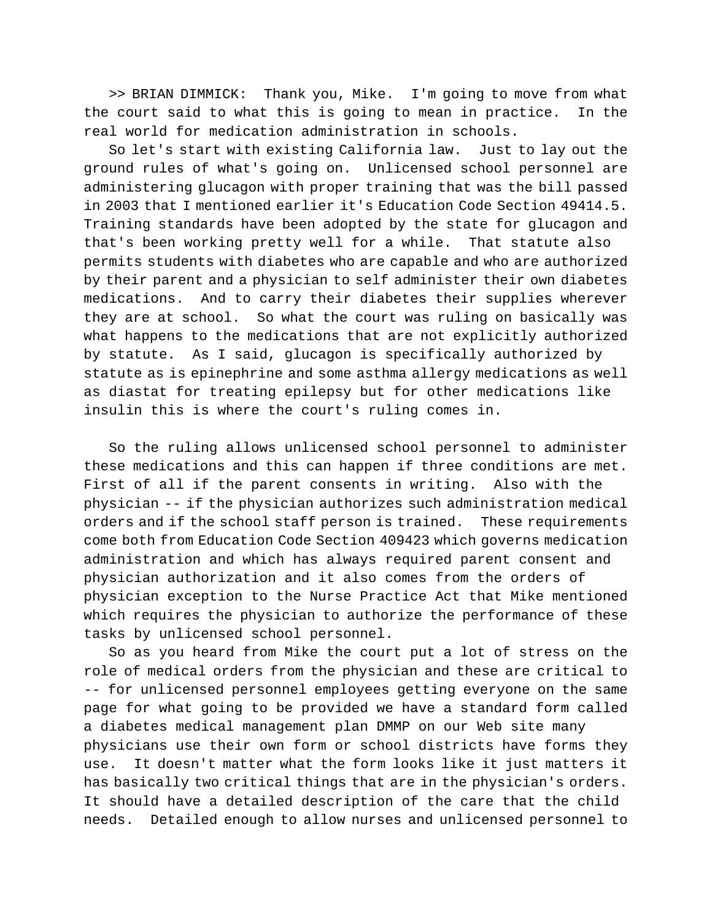>> BRIAN DIMMICK: Thank you, Mike. I'm going to move from what the court said to what this is going to mean in practice. In the real world for medication administration in schools.

So let's start with existing California law. Just to lay out the ground rules of what's going on. Unlicensed school personnel are administering glucagon with proper training that was the bill passed in 2003 that I mentioned earlier it's Education Code Section 49414.5. Training standards have been adopted by the state for glucagon and that's been working pretty well for a while. That statute also permits students with diabetes who are capable and who are authorized by their parent and a physician to self administer their own diabetes medications. And to carry their diabetes their supplies wherever they are at school. So what the court was ruling on basically was what happens to the medications that are not explicitly authorized by statute. As I said, glucagon is specifically authorized by statute as is epinephrine and some asthma allergy medications as well as diastat for treating epilepsy but for other medications like insulin this is where the court's ruling comes in.

So the ruling allows unlicensed school personnel to administer these medications and this can happen if three conditions are met. First of all if the parent consents in writing. Also with the physician -- if the physician authorizes such administration medical orders and if the school staff person is trained. These requirements come both from Education Code Section 409423 which governs medication administration and which has always required parent consent and physician authorization and it also comes from the orders of physician exception to the Nurse Practice Act that Mike mentioned which requires the physician to authorize the performance of these tasks by unlicensed school personnel.

So as you heard from Mike the court put a lot of stress on the role of medical orders from the physician and these are critical to -- for unlicensed personnel employees getting everyone on the same page for what going to be provided we have a standard form called a diabetes medical management plan DMMP on our Web site many physicians use their own form or school districts have forms they use. It doesn't matter what the form looks like it just matters it has basically two critical things that are in the physician's orders. It should have a detailed description of the care that the child needs. Detailed enough to allow nurses and unlicensed personnel to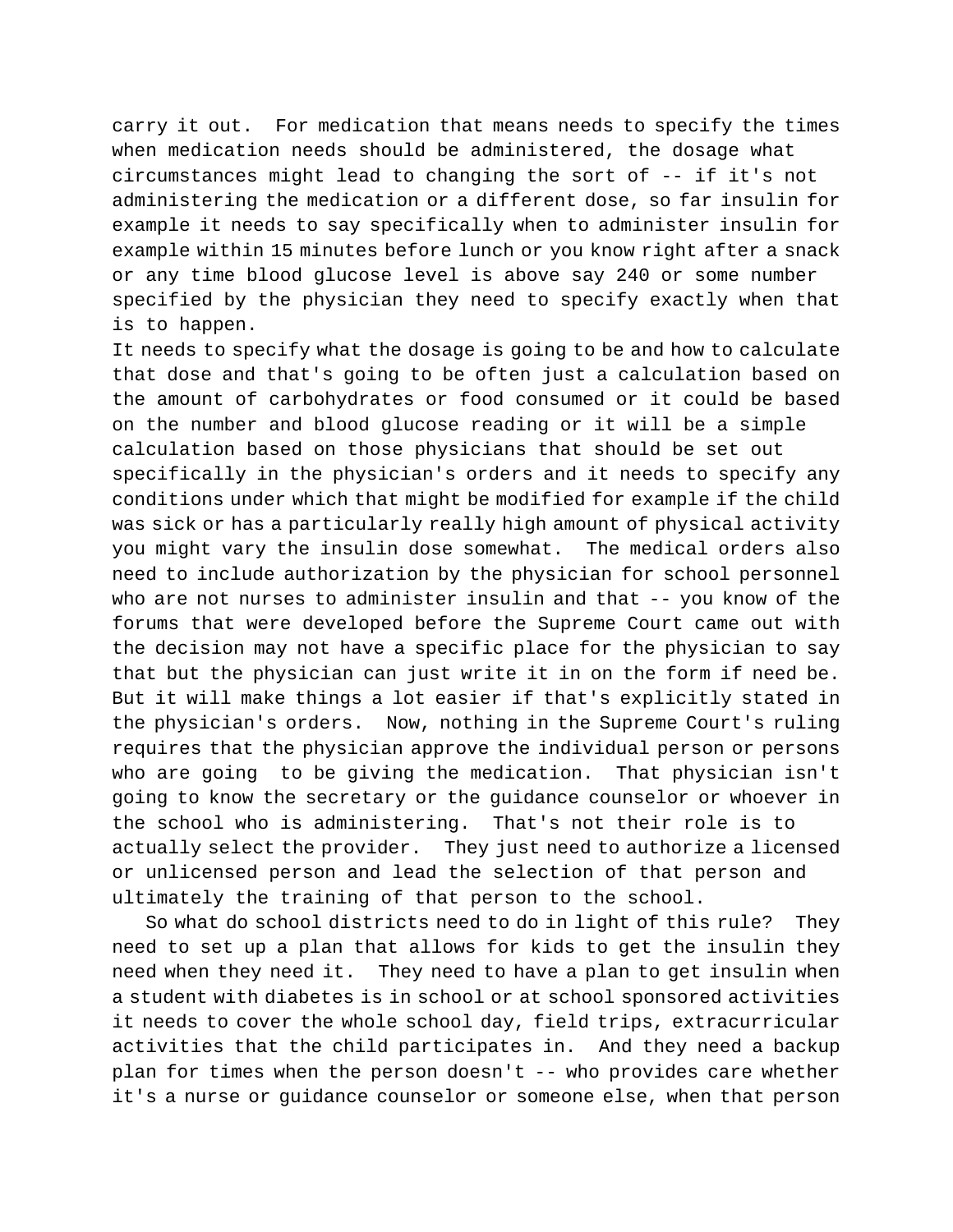carry it out. For medication that means needs to specify the times when medication needs should be administered, the dosage what circumstances might lead to changing the sort of -- if it's not administering the medication or a different dose, so far insulin for example it needs to say specifically when to administer insulin for example within 15 minutes before lunch or you know right after a snack or any time blood glucose level is above say 240 or some number specified by the physician they need to specify exactly when that is to happen.

It needs to specify what the dosage is going to be and how to calculate that dose and that's going to be often just a calculation based on the amount of carbohydrates or food consumed or it could be based on the number and blood glucose reading or it will be a simple calculation based on those physicians that should be set out specifically in the physician's orders and it needs to specify any conditions under which that might be modified for example if the child was sick or has a particularly really high amount of physical activity you might vary the insulin dose somewhat. The medical orders also need to include authorization by the physician for school personnel who are not nurses to administer insulin and that -- you know of the forums that were developed before the Supreme Court came out with the decision may not have a specific place for the physician to say that but the physician can just write it in on the form if need be. But it will make things a lot easier if that's explicitly stated in the physician's orders. Now, nothing in the Supreme Court's ruling requires that the physician approve the individual person or persons who are going to be giving the medication. That physician isn't going to know the secretary or the guidance counselor or whoever in the school who is administering. That's not their role is to actually select the provider. They just need to authorize a licensed or unlicensed person and lead the selection of that person and ultimately the training of that person to the school.

So what do school districts need to do in light of this rule? They need to set up a plan that allows for kids to get the insulin they need when they need it. They need to have a plan to get insulin when a student with diabetes is in school or at school sponsored activities it needs to cover the whole school day, field trips, extracurricular activities that the child participates in. And they need a backup plan for times when the person doesn't -- who provides care whether it's a nurse or guidance counselor or someone else, when that person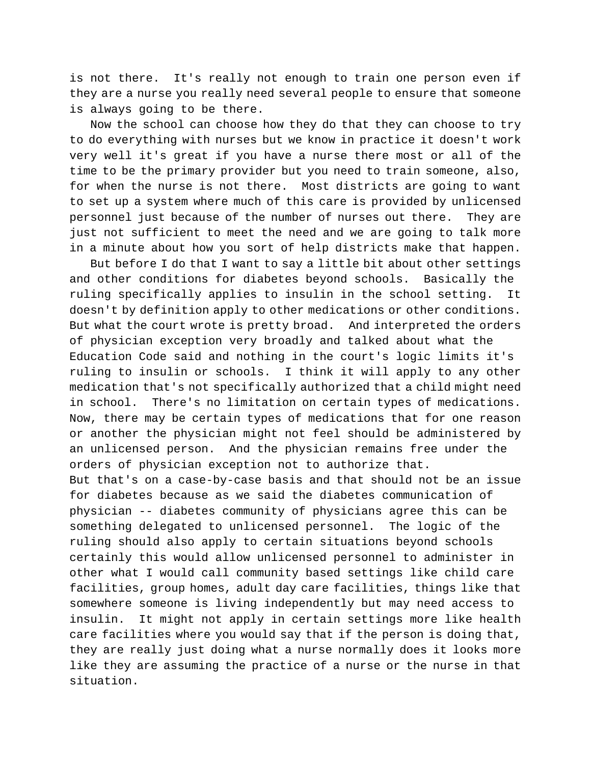is not there. It's really not enough to train one person even if they are a nurse you really need several people to ensure that someone is always going to be there.

Now the school can choose how they do that they can choose to try to do everything with nurses but we know in practice it doesn't work very well it's great if you have a nurse there most or all of the time to be the primary provider but you need to train someone, also, for when the nurse is not there. Most districts are going to want to set up a system where much of this care is provided by unlicensed personnel just because of the number of nurses out there. They are just not sufficient to meet the need and we are going to talk more in a minute about how you sort of help districts make that happen.

But before I do that I want to say a little bit about other settings and other conditions for diabetes beyond schools. Basically the ruling specifically applies to insulin in the school setting. It doesn't by definition apply to other medications or other conditions. But what the court wrote is pretty broad. And interpreted the orders of physician exception very broadly and talked about what the Education Code said and nothing in the court's logic limits it's ruling to insulin or schools. I think it will apply to any other medication that's not specifically authorized that a child might need in school. There's no limitation on certain types of medications. Now, there may be certain types of medications that for one reason or another the physician might not feel should be administered by an unlicensed person. And the physician remains free under the orders of physician exception not to authorize that.
But that's on a case-by-case basis and that should not be an issue for diabetes because as we said the diabetes communication of physician -- diabetes community of physicians agree this can be something delegated to unlicensed personnel. The logic of the ruling should also apply to certain situations beyond schools certainly this would allow unlicensed personnel to administer in other what I would call community based settings like child care facilities, group homes, adult day care facilities, things like that somewhere someone is living independently but may need access to insulin. It might not apply in certain settings more like health care facilities where you would say that if the person is doing that, they are really just doing what a nurse normally does it looks more like they are assuming the practice of a nurse or the nurse in that situation.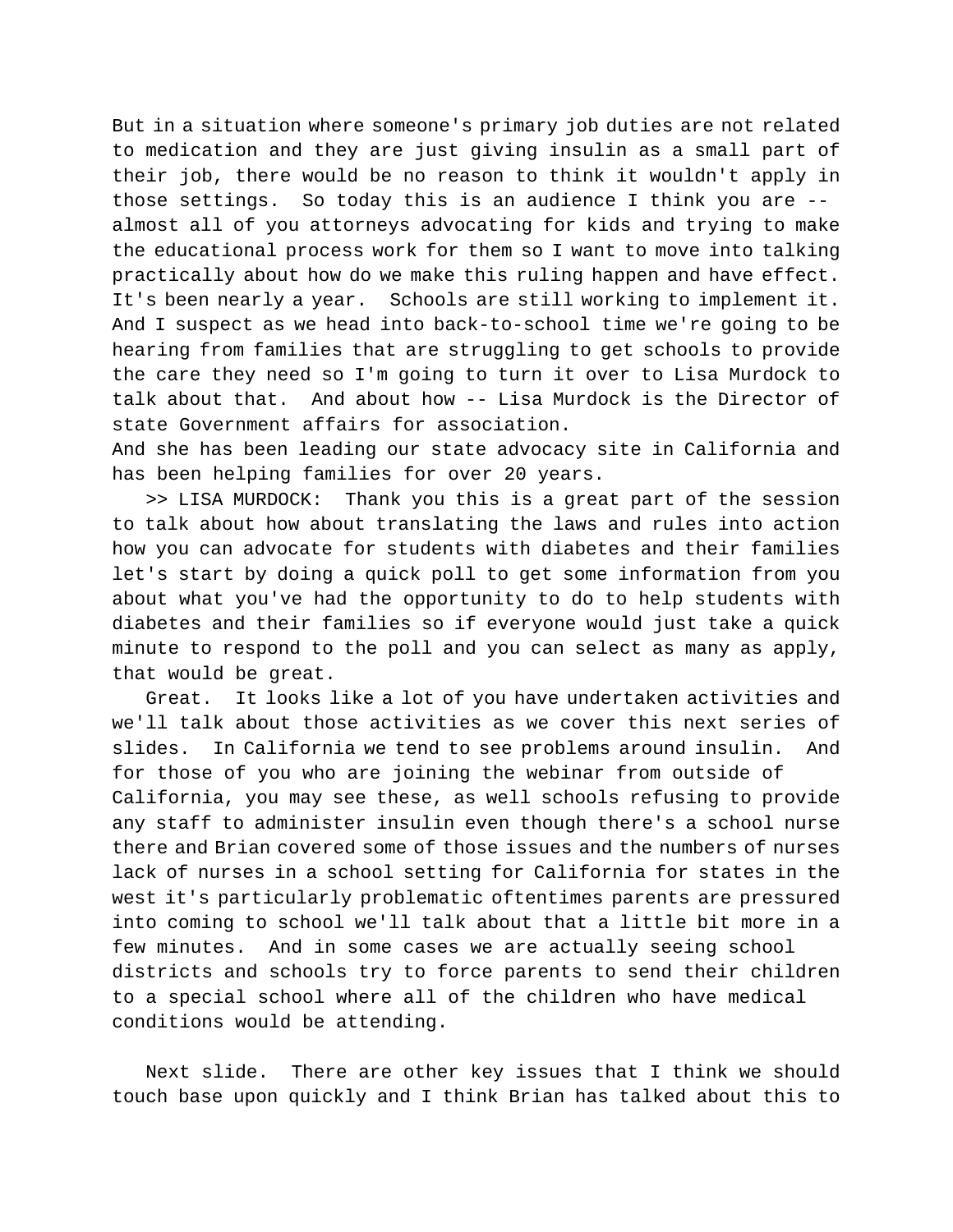But in a situation where someone's primary job duties are not related to medication and they are just giving insulin as a small part of their job, there would be no reason to think it wouldn't apply in those settings. So today this is an audience I think you are -- almost all of you attorneys advocating for kids and trying to make the educational process work for them so I want to move into talking practically about how do we make this ruling happen and have effect. It's been nearly a year. Schools are still working to implement it. And I suspect as we head into back-to-school time we're going to be hearing from families that are struggling to get schools to provide the care they need so I'm going to turn it over to Lisa Murdock to talk about that. And about how -- Lisa Murdock is the Director of state Government affairs for association.
And she has been leading our state advocacy site in California and has been helping families for over 20 years.

>> LISA MURDOCK: Thank you this is a great part of the session to talk about how about translating the laws and rules into action how you can advocate for students with diabetes and their families let's start by doing a quick poll to get some information from you about what you've had the opportunity to do to help students with diabetes and their families so if everyone would just take a quick minute to respond to the poll and you can select as many as apply, that would be great.

Great. It looks like a lot of you have undertaken activities and we'll talk about those activities as we cover this next series of slides. In California we tend to see problems around insulin. And for those of you who are joining the webinar from outside of California, you may see these, as well schools refusing to provide any staff to administer insulin even though there's a school nurse there and Brian covered some of those issues and the numbers of nurses lack of nurses in a school setting for California for states in the west it's particularly problematic oftentimes parents are pressured into coming to school we'll talk about that a little bit more in a few minutes. And in some cases we are actually seeing school districts and schools try to force parents to send their children to a special school where all of the children who have medical conditions would be attending.

Next slide. There are other key issues that I think we should touch base upon quickly and I think Brian has talked about this to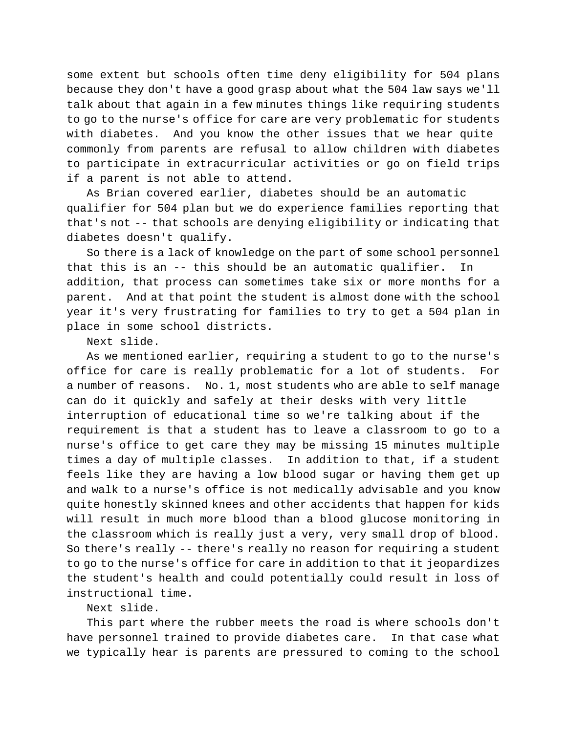some extent but schools often time deny eligibility for 504 plans because they don't have a good grasp about what the 504 law says we'll talk about that again in a few minutes things like requiring students to go to the nurse's office for care are very problematic for students with diabetes.  And you know the other issues that we hear quite commonly from parents are refusal to allow children with diabetes to participate in extracurricular activities or go on field trips if a parent is not able to attend.

As Brian covered earlier, diabetes should be an automatic qualifier for 504 plan but we do experience families reporting that that's not -- that schools are denying eligibility or indicating that diabetes doesn't qualify.

So there is a lack of knowledge on the part of some school personnel that this is an -- this should be an automatic qualifier.  In addition, that process can sometimes take six or more months for a parent.  And at that point the student is almost done with the school year it's very frustrating for families to try to get a 504 plan in place in some school districts.

Next slide.

As we mentioned earlier, requiring a student to go to the nurse's office for care is really problematic for a lot of students.  For a number of reasons.  No. 1, most students who are able to self manage can do it quickly and safely at their desks with very little interruption of educational time so we're talking about if the requirement is that a student has to leave a classroom to go to a nurse's office to get care they may be missing 15 minutes multiple times a day of multiple classes.  In addition to that, if a student feels like they are having a low blood sugar or having them get up and walk to a nurse's office is not medically advisable and you know quite honestly skinned knees and other accidents that happen for kids will result in much more blood than a blood glucose monitoring in the classroom which is really just a very, very small drop of blood. So there's really -- there's really no reason for requiring a student to go to the nurse's office for care in addition to that it jeopardizes the student's health and could potentially could result in loss of instructional time.

Next slide.

This part where the rubber meets the road is where schools don't have personnel trained to provide diabetes care.  In that case what we typically hear is parents are pressured to coming to the school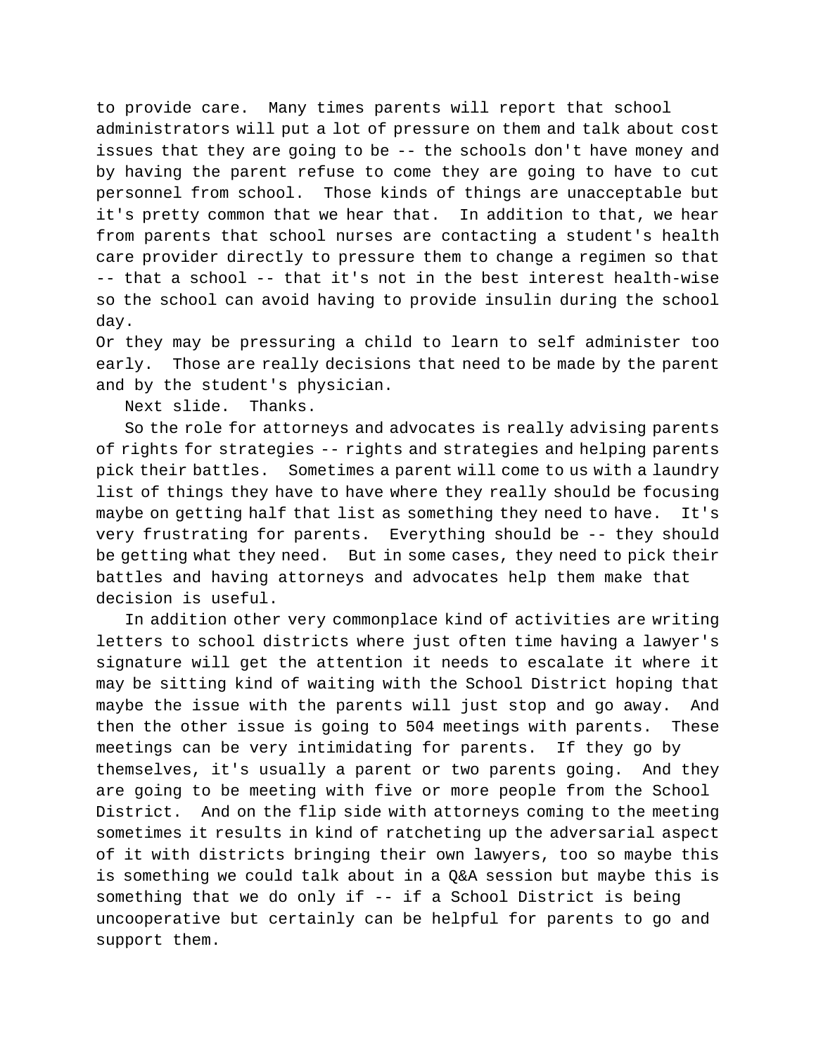to provide care. Many times parents will report that school administrators will put a lot of pressure on them and talk about cost issues that they are going to be -- the schools don't have money and by having the parent refuse to come they are going to have to cut personnel from school. Those kinds of things are unacceptable but it's pretty common that we hear that. In addition to that, we hear from parents that school nurses are contacting a student's health care provider directly to pressure them to change a regimen so that -- that a school -- that it's not in the best interest health-wise so the school can avoid having to provide insulin during the school day.
Or they may be pressuring a child to learn to self administer too early. Those are really decisions that need to be made by the parent and by the student's physician.

Next slide. Thanks.

So the role for attorneys and advocates is really advising parents of rights for strategies -- rights and strategies and helping parents pick their battles. Sometimes a parent will come to us with a laundry list of things they have to have where they really should be focusing maybe on getting half that list as something they need to have. It's very frustrating for parents. Everything should be -- they should be getting what they need. But in some cases, they need to pick their battles and having attorneys and advocates help them make that decision is useful.

In addition other very commonplace kind of activities are writing letters to school districts where just often time having a lawyer's signature will get the attention it needs to escalate it where it may be sitting kind of waiting with the School District hoping that maybe the issue with the parents will just stop and go away. And then the other issue is going to 504 meetings with parents. These meetings can be very intimidating for parents. If they go by themselves, it's usually a parent or two parents going. And they are going to be meeting with five or more people from the School District. And on the flip side with attorneys coming to the meeting sometimes it results in kind of ratcheting up the adversarial aspect of it with districts bringing their own lawyers, too so maybe this is something we could talk about in a Q&A session but maybe this is something that we do only if -- if a School District is being uncooperative but certainly can be helpful for parents to go and support them.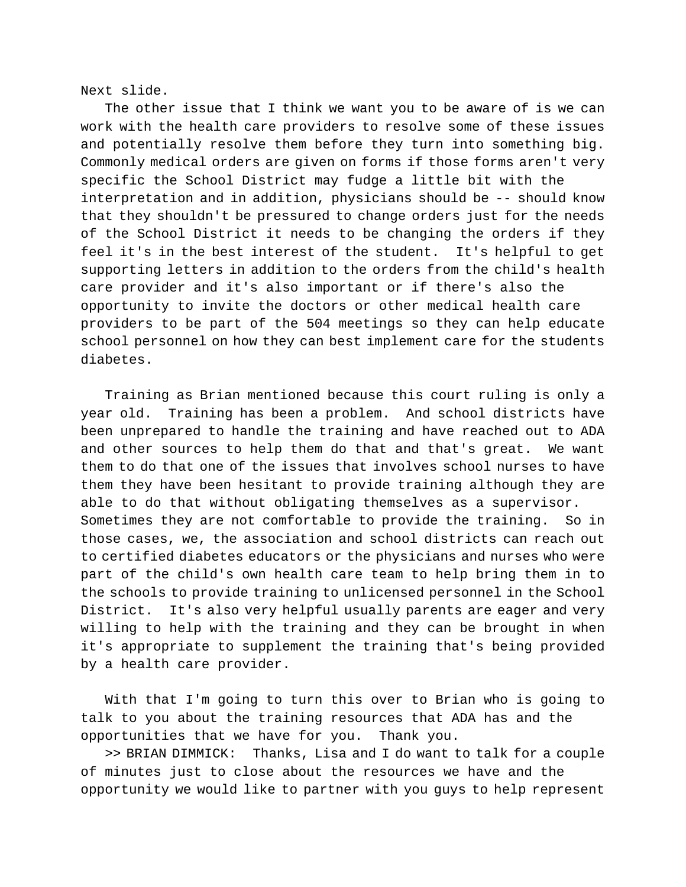Next slide.

The other issue that I think we want you to be aware of is we can work with the health care providers to resolve some of these issues and potentially resolve them before they turn into something big. Commonly medical orders are given on forms if those forms aren't very specific the School District may fudge a little bit with the interpretation and in addition, physicians should be -- should know that they shouldn't be pressured to change orders just for the needs of the School District it needs to be changing the orders if they feel it's in the best interest of the student. It's helpful to get supporting letters in addition to the orders from the child's health care provider and it's also important or if there's also the opportunity to invite the doctors or other medical health care providers to be part of the 504 meetings so they can help educate school personnel on how they can best implement care for the students diabetes.

Training as Brian mentioned because this court ruling is only a year old. Training has been a problem. And school districts have been unprepared to handle the training and have reached out to ADA and other sources to help them do that and that's great. We want them to do that one of the issues that involves school nurses to have them they have been hesitant to provide training although they are able to do that without obligating themselves as a supervisor. Sometimes they are not comfortable to provide the training. So in those cases, we, the association and school districts can reach out to certified diabetes educators or the physicians and nurses who were part of the child's own health care team to help bring them in to the schools to provide training to unlicensed personnel in the School District. It's also very helpful usually parents are eager and very willing to help with the training and they can be brought in when it's appropriate to supplement the training that's being provided by a health care provider.

With that I'm going to turn this over to Brian who is going to talk to you about the training resources that ADA has and the opportunities that we have for you. Thank you.

>> BRIAN DIMMICK: Thanks, Lisa and I do want to talk for a couple of minutes just to close about the resources we have and the opportunity we would like to partner with you guys to help represent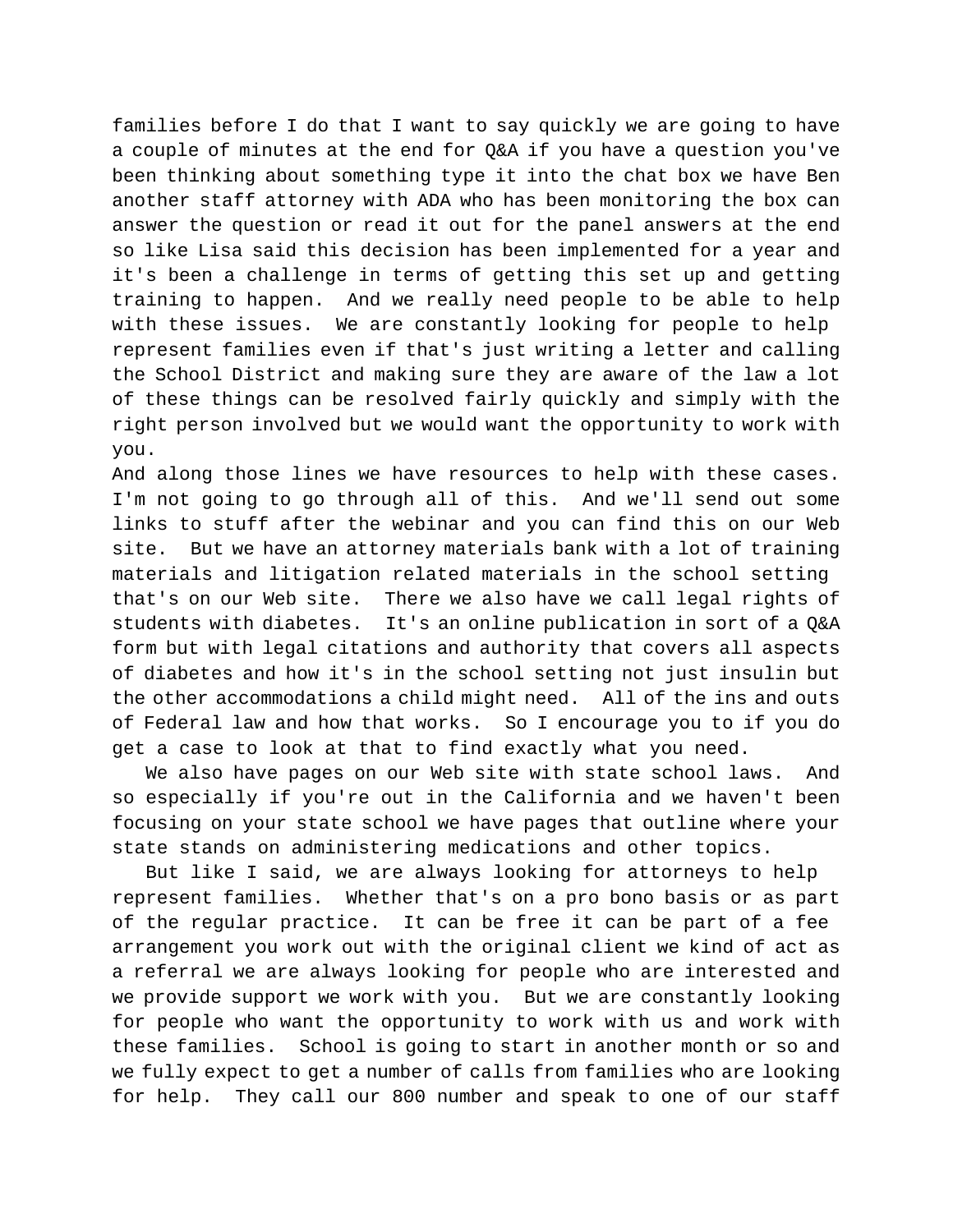families before I do that I want to say quickly we are going to have a couple of minutes at the end for Q&A if you have a question you've been thinking about something type it into the chat box we have Ben another staff attorney with ADA who has been monitoring the box can answer the question or read it out for the panel answers at the end so like Lisa said this decision has been implemented for a year and it's been a challenge in terms of getting this set up and getting training to happen. And we really need people to be able to help with these issues. We are constantly looking for people to help represent families even if that's just writing a letter and calling the School District and making sure they are aware of the law a lot of these things can be resolved fairly quickly and simply with the right person involved but we would want the opportunity to work with you.

And along those lines we have resources to help with these cases. I'm not going to go through all of this. And we'll send out some links to stuff after the webinar and you can find this on our Web site. But we have an attorney materials bank with a lot of training materials and litigation related materials in the school setting that's on our Web site. There we also have we call legal rights of students with diabetes. It's an online publication in sort of a Q&A form but with legal citations and authority that covers all aspects of diabetes and how it's in the school setting not just insulin but the other accommodations a child might need. All of the ins and outs of Federal law and how that works. So I encourage you to if you do get a case to look at that to find exactly what you need.

We also have pages on our Web site with state school laws. And so especially if you're out in the California and we haven't been focusing on your state school we have pages that outline where your state stands on administering medications and other topics.

But like I said, we are always looking for attorneys to help represent families. Whether that's on a pro bono basis or as part of the regular practice. It can be free it can be part of a fee arrangement you work out with the original client we kind of act as a referral we are always looking for people who are interested and we provide support we work with you. But we are constantly looking for people who want the opportunity to work with us and work with these families. School is going to start in another month or so and we fully expect to get a number of calls from families who are looking for help. They call our 800 number and speak to one of our staff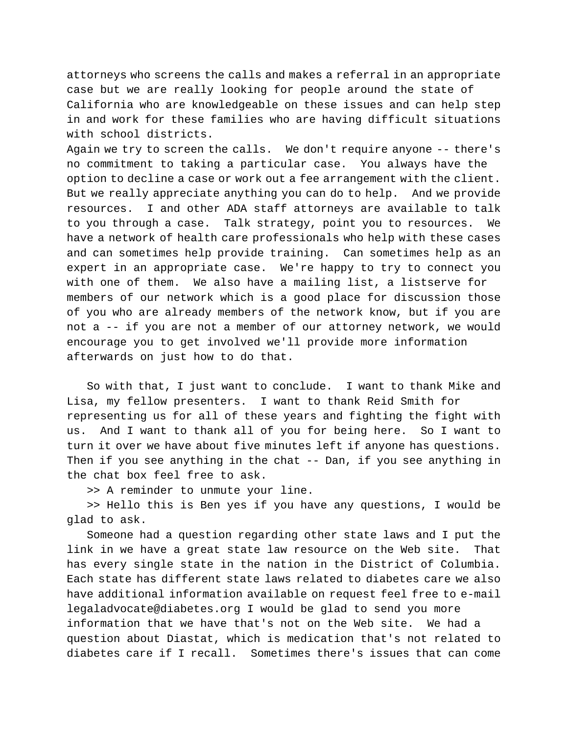attorneys who screens the calls and makes a referral in an appropriate case but we are really looking for people around the state of California who are knowledgeable on these issues and can help step in and work for these families who are having difficult situations with school districts.

Again we try to screen the calls. We don't require anyone -- there's no commitment to taking a particular case. You always have the option to decline a case or work out a fee arrangement with the client. But we really appreciate anything you can do to help. And we provide resources. I and other ADA staff attorneys are available to talk to you through a case. Talk strategy, point you to resources. We have a network of health care professionals who help with these cases and can sometimes help provide training. Can sometimes help as an expert in an appropriate case. We're happy to try to connect you with one of them. We also have a mailing list, a listserve for members of our network which is a good place for discussion those of you who are already members of the network know, but if you are not a -- if you are not a member of our attorney network, we would encourage you to get involved we'll provide more information afterwards on just how to do that.

So with that, I just want to conclude. I want to thank Mike and Lisa, my fellow presenters. I want to thank Reid Smith for representing us for all of these years and fighting the fight with us. And I want to thank all of you for being here. So I want to turn it over we have about five minutes left if anyone has questions. Then if you see anything in the chat -- Dan, if you see anything in the chat box feel free to ask.

>> A reminder to unmute your line.

>> Hello this is Ben yes if you have any questions, I would be glad to ask.

Someone had a question regarding other state laws and I put the link in we have a great state law resource on the Web site. That has every single state in the nation in the District of Columbia. Each state has different state laws related to diabetes care we also have additional information available on request feel free to e-mail legaladvocate@diabetes.org I would be glad to send you more information that we have that's not on the Web site. We had a question about Diastat, which is medication that's not related to diabetes care if I recall. Sometimes there's issues that can come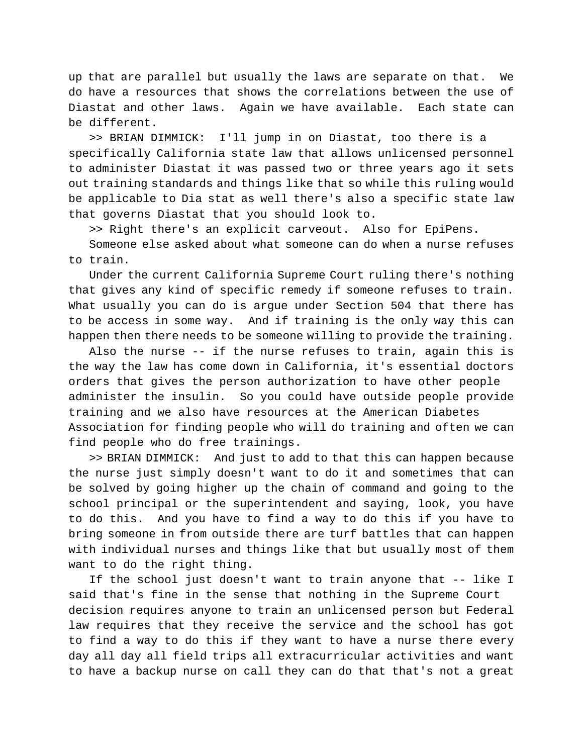up that are parallel but usually the laws are separate on that. We do have a resources that shows the correlations between the use of Diastat and other laws. Again we have available. Each state can be different.

>> BRIAN DIMMICK: I'll jump in on Diastat, too there is a specifically California state law that allows unlicensed personnel to administer Diastat it was passed two or three years ago it sets out training standards and things like that so while this ruling would be applicable to Dia stat as well there's also a specific state law that governs Diastat that you should look to.

>> Right there's an explicit carveout. Also for EpiPens.

Someone else asked about what someone can do when a nurse refuses to train.

Under the current California Supreme Court ruling there's nothing that gives any kind of specific remedy if someone refuses to train. What usually you can do is argue under Section 504 that there has to be access in some way. And if training is the only way this can happen then there needs to be someone willing to provide the training.

Also the nurse -- if the nurse refuses to train, again this is the way the law has come down in California, it's essential doctors orders that gives the person authorization to have other people administer the insulin. So you could have outside people provide training and we also have resources at the American Diabetes Association for finding people who will do training and often we can find people who do free trainings.

>> BRIAN DIMMICK: And just to add to that this can happen because the nurse just simply doesn't want to do it and sometimes that can be solved by going higher up the chain of command and going to the school principal or the superintendent and saying, look, you have to do this. And you have to find a way to do this if you have to bring someone in from outside there are turf battles that can happen with individual nurses and things like that but usually most of them want to do the right thing.

If the school just doesn't want to train anyone that -- like I said that's fine in the sense that nothing in the Supreme Court decision requires anyone to train an unlicensed person but Federal law requires that they receive the service and the school has got to find a way to do this if they want to have a nurse there every day all day all field trips all extracurricular activities and want to have a backup nurse on call they can do that that's not a great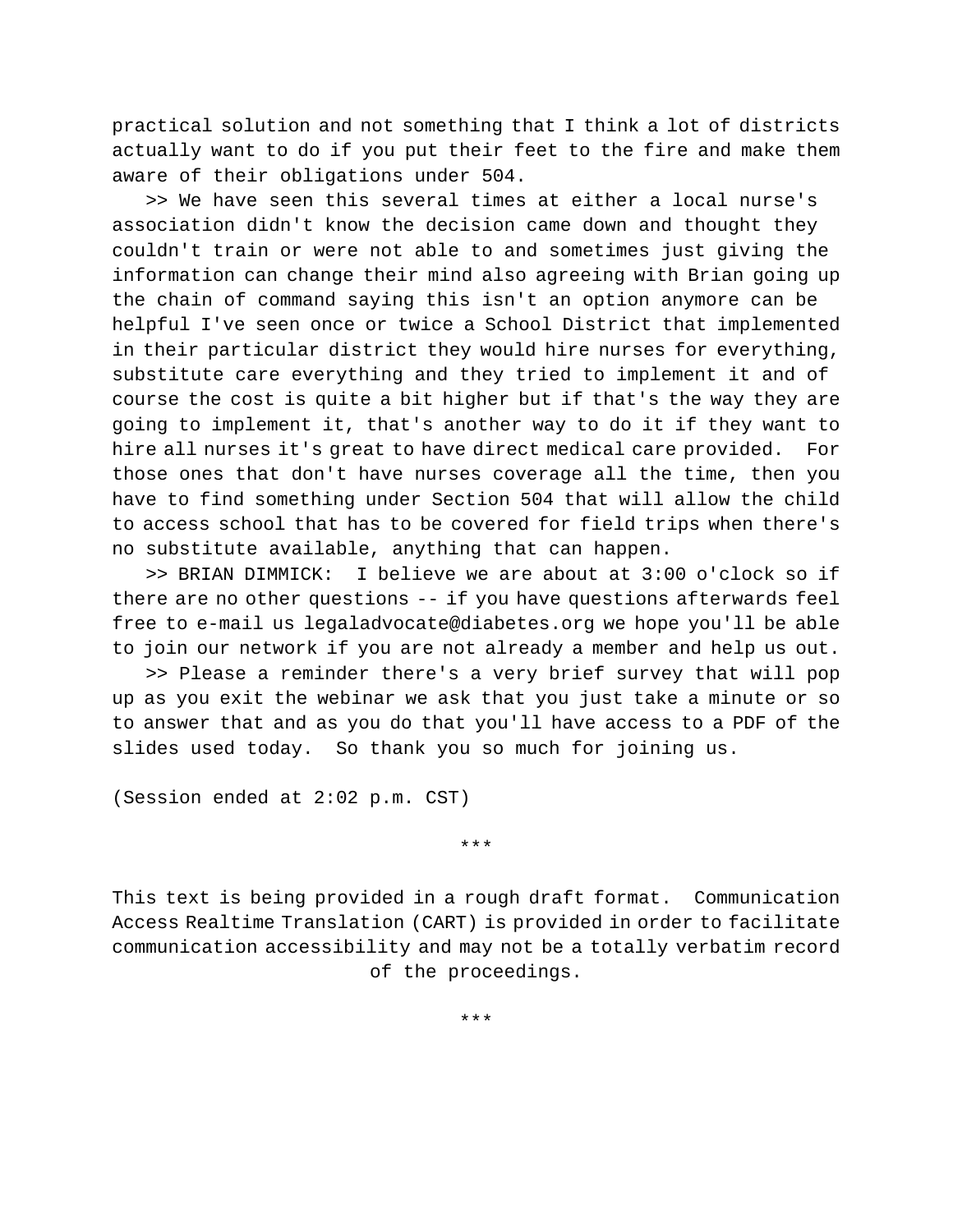practical solution and not something that I think a lot of districts actually want to do if you put their feet to the fire and make them aware of their obligations under 504.

>> We have seen this several times at either a local nurse's association didn't know the decision came down and thought they couldn't train or were not able to and sometimes just giving the information can change their mind also agreeing with Brian going up the chain of command saying this isn't an option anymore can be helpful I've seen once or twice a School District that implemented in their particular district they would hire nurses for everything, substitute care everything and they tried to implement it and of course the cost is quite a bit higher but if that's the way they are going to implement it, that's another way to do it if they want to hire all nurses it's great to have direct medical care provided. For those ones that don't have nurses coverage all the time, then you have to find something under Section 504 that will allow the child to access school that has to be covered for field trips when there's no substitute available, anything that can happen.

>> BRIAN DIMMICK: I believe we are about at 3:00 o'clock so if there are no other questions -- if you have questions afterwards feel free to e-mail us legaladvocate@diabetes.org we hope you'll be able to join our network if you are not already a member and help us out.

>> Please a reminder there's a very brief survey that will pop up as you exit the webinar we ask that you just take a minute or so to answer that and as you do that you'll have access to a PDF of the slides used today. So thank you so much for joining us.

(Session ended at 2:02 p.m. CST)

***

This text is being provided in a rough draft format. Communication Access Realtime Translation (CART) is provided in order to facilitate communication accessibility and may not be a totally verbatim record of the proceedings.

***